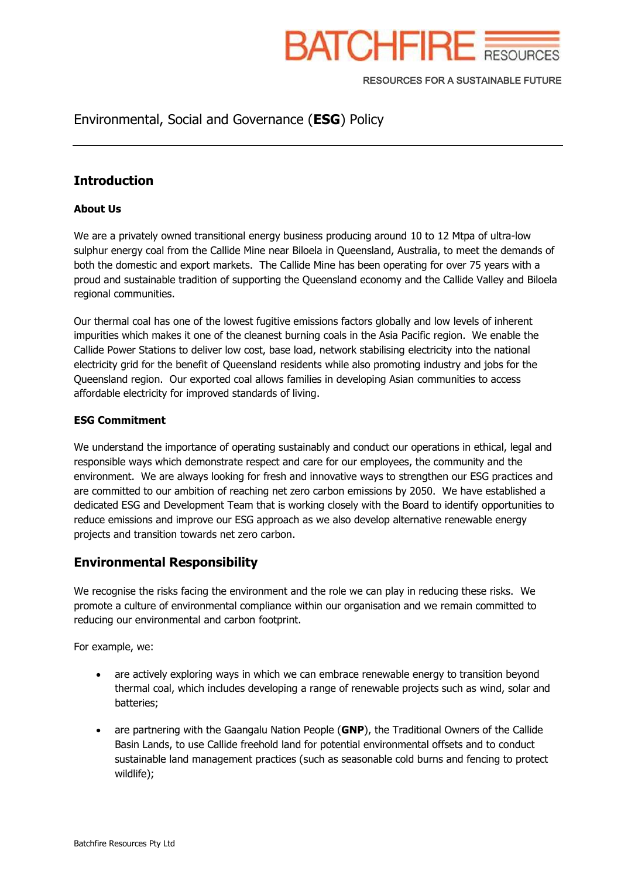BATCHFIRE RESOURCES

RESOURCES FOR A SUSTAINABLE FUTURE

# Environmental, Social and Governance (**ESG**) Policy

## Introduction

### About Us

We are a privately owned transitional energy business producing around 10 to 12 Mtpa of ultra-low sulphur energy coal from the Callide Mine near Biloela in Queensland, Australia, to meet the demands of both the domestic and export markets. The Callide Mine has been operating for over 75 years with a proud and sustainable tradition of supporting the Queensland economy and the Callide Valley and Biloela regional communities.

Our thermal coal has one of the lowest fugitive emissions factors globally and low levels of inherent impurities which makes it one of the cleanest burning coals in the Asia Pacific region. We enable the Callide Power Stations to deliver low cost, base load, network stabilising electricity into the national electricity grid for the benefit of Queensland residents while also promoting industry and jobs for the Queensland region. Our exported coal allows families in developing Asian communities to access affordable electricity for improved standards of living.

### ESG Commitment

We understand the importance of operating sustainably and conduct our operations in ethical, legal and responsible ways which demonstrate respect and care for our employees, the community and the environment. We are always looking for fresh and innovative ways to strengthen our ESG practices and are committed to our ambition of reaching net zero carbon emissions by 2050. We have established a dedicated ESG and Development Team that is working closely with the Board to identify opportunities to reduce emissions and improve our ESG approach as we also develop alternative renewable energy projects and transition towards net zero carbon.

## Environmental Responsibility

We recognise the risks facing the environment and the role we can play in reducing these risks. We promote a culture of environmental compliance within our organisation and we remain committed to reducing our environmental and carbon footprint.

For example, we:

- are actively exploring ways in which we can embrace renewable energy to transition beyond thermal coal, which includes developing a range of renewable projects such as wind, solar and batteries;
- are partnering with the Gaangalu Nation People (**GNP**), the Traditional Owners of the Callide Basin Lands, to use Callide freehold land for potential environmental offsets and to conduct sustainable land management practices (such as seasonable cold burns and fencing to protect wildlife);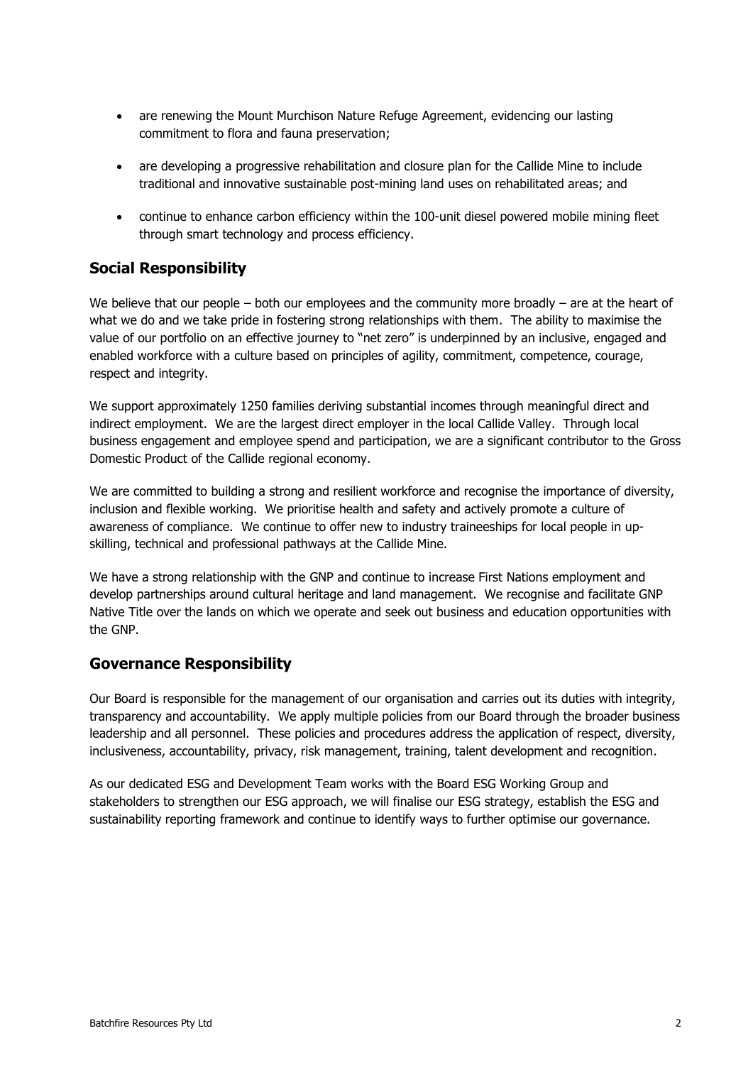- are renewing the Mount Murchison Nature Refuge Agreement, evidencing our lasting commitment to flora and fauna preservation;
- are developing a progressive rehabilitation and closure plan for the Callide Mine to include traditional and innovative sustainable post-mining land uses on rehabilitated areas; and
- continue to enhance carbon efficiency within the 100-unit diesel powered mobile mining fleet through smart technology and process efficiency.

## Social Responsibility

We believe that our people – both our employees and the community more broadly – are at the heart of what we do and we take pride in fostering strong relationships with them. The ability to maximise the value of our portfolio on an effective journey to "net zero" is underpinned by an inclusive, engaged and enabled workforce with a culture based on principles of agility, commitment, competence, courage, respect and integrity.

We support approximately 1250 families deriving substantial incomes through meaningful direct and indirect employment. We are the largest direct employer in the local Callide Valley. Through local business engagement and employee spend and participation, we are a significant contributor to the Gross Domestic Product of the Callide regional economy.

We are committed to building a strong and resilient workforce and recognise the importance of diversity, inclusion and flexible working. We prioritise health and safety and actively promote a culture of awareness of compliance. We continue to offer new to industry traineeships for local people in up-skilling, technical and professional pathways at the Callide Mine.

We have a strong relationship with the GNP and continue to increase First Nations employment and develop partnerships around cultural heritage and land management. We recognise and facilitate GNP Native Title over the lands on which we operate and seek out business and education opportunities with the GNP.

## Governance Responsibility

Our Board is responsible for the management of our organisation and carries out its duties with integrity, transparency and accountability. We apply multiple policies from our Board through the broader business leadership and all personnel. These policies and procedures address the application of respect, diversity, inclusiveness, accountability, privacy, risk management, training, talent development and recognition.

As our dedicated ESG and Development Team works with the Board ESG Working Group and stakeholders to strengthen our ESG approach, we will finalise our ESG strategy, establish the ESG and sustainability reporting framework and continue to identify ways to further optimise our governance.